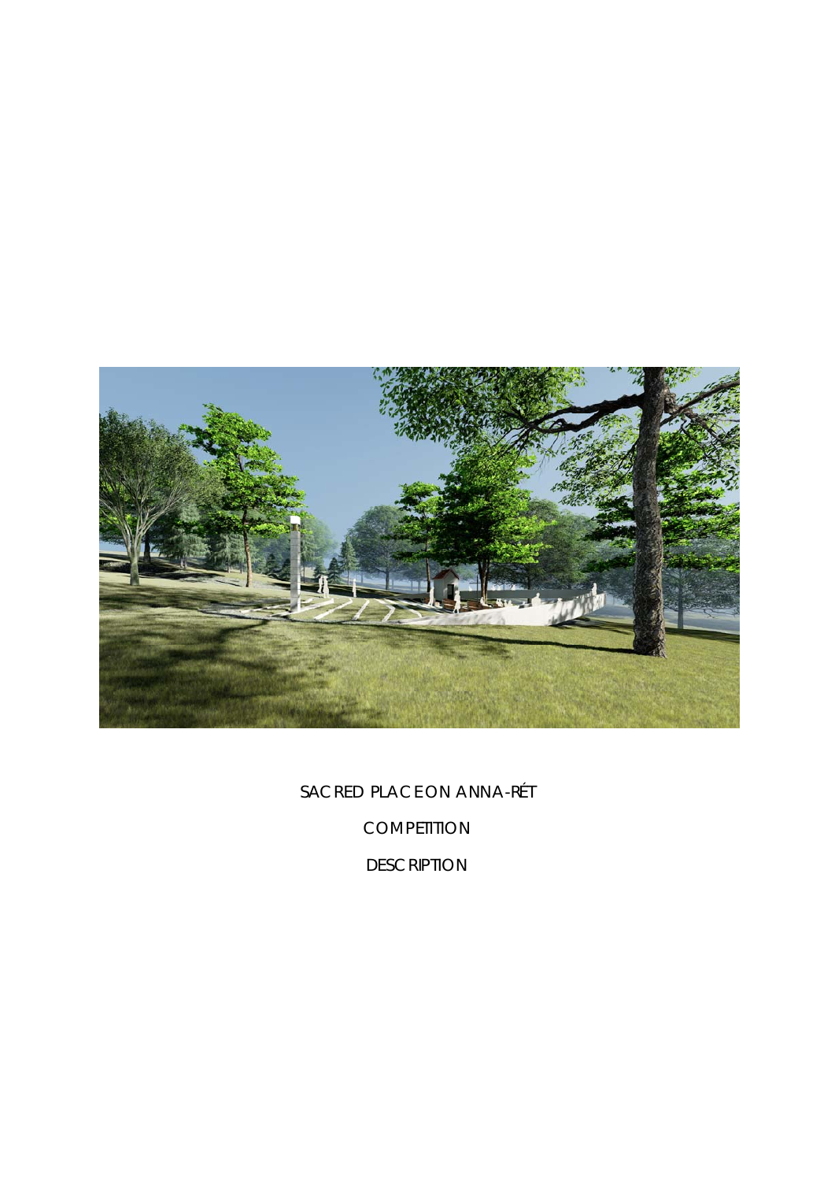SACRED PLACE ON ANNA-RÉT

COMPETITION

DESCRIPTION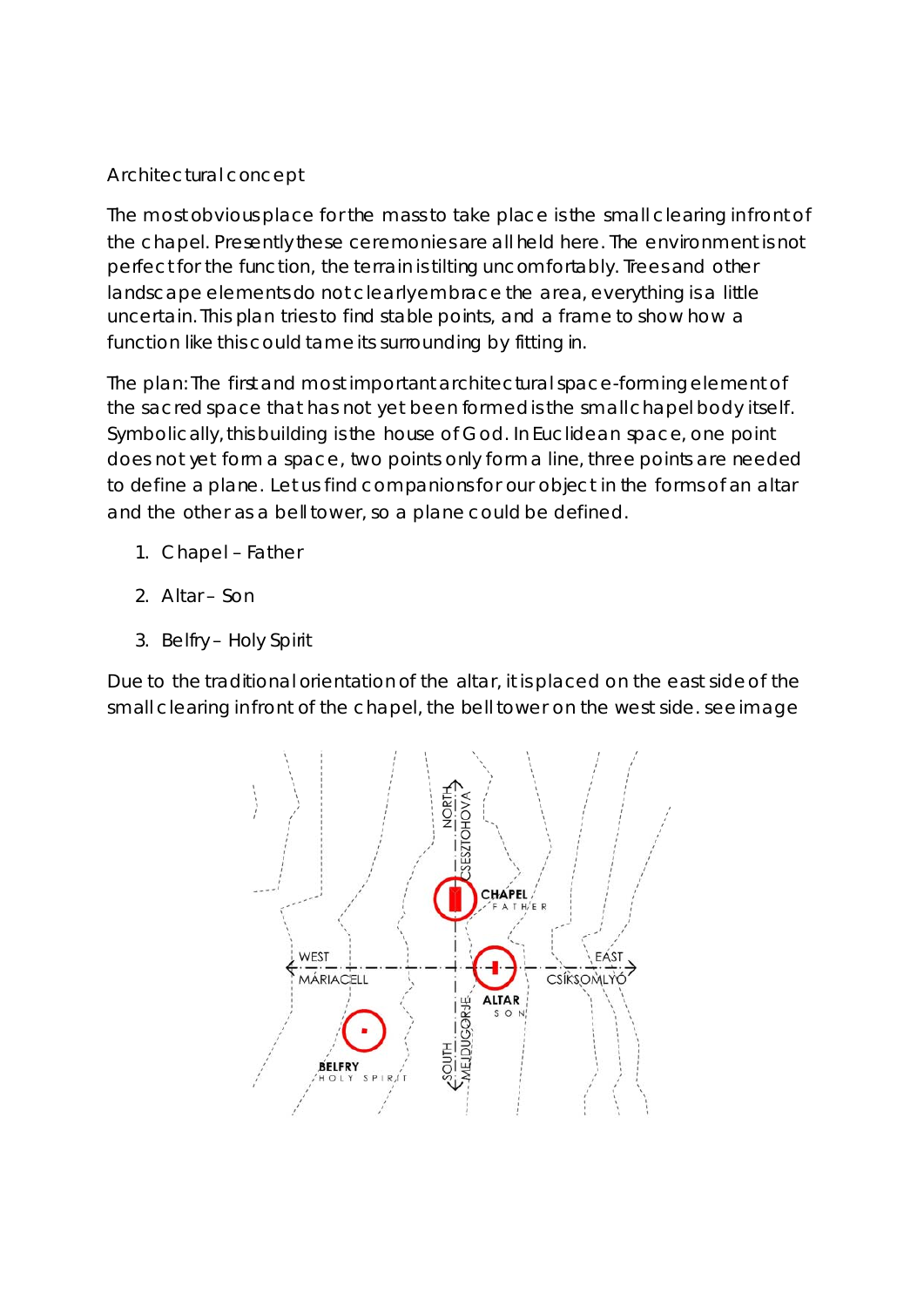Architectural concept

The most obvious place for the mass to take place is the small clearing infront of the chapel. Presently these ceremonies are all held here. The environment is not perfect for the function, the terrain is tilting uncomfortably. Trees and other landscape elements do not clearly embrace the area, everything is a little uncertain. This plan tries to find stable points, and a frame to show how a function like this could tame its surrounding by fitting in.

The plan: The first and most important architectural space-forming element of the sacred space that has not yet been formed is the small chapel body itself. Symbolically, this building is the house of God. In Euclidean space, one point does not yet form a space, two points only form a line, three points are needed to define a plane. Let us find companions for our object in the forms of an altar and the other as a bell tower, so a plane could be defined.

1. Chapel – Father
2. Altar – Son
3. Belfry – Holy Spirit

Due to the traditional orientation of the altar, it is placed on the east side of the small clearing infront of the chapel, the bell tower on the west side. see image

NORTH
CSESZTOHOVA
CHAPEL
FATHER
WEST
MÁRIACELL
EAST
CSÍKSOMLYÓ
ALTAR
SON
SOUTH
MEDJUGORJE
BELFRY
HOLY SPIRIT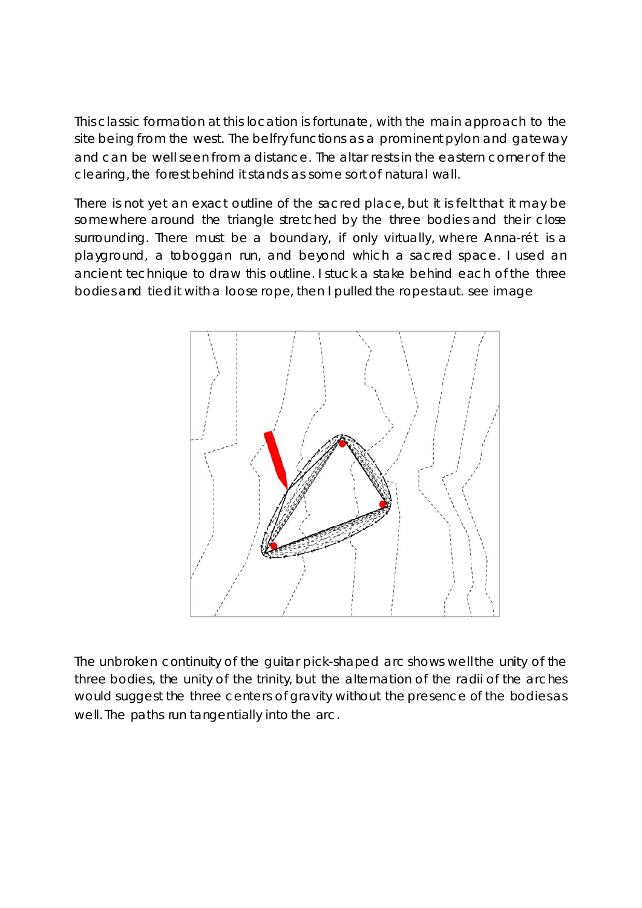This classic formation at this location is fortunate, with the main approach to the site being from the west. The belfry functions as a prominent pylon and gateway and can be well seen from a distance. The altar rests in the eastern corner of the clearing, the forest behind it stands as some sort of natural wall.

There is not yet an exact outline of the sacred place, but it is felt that it may be somewhere around the triangle stretched by the three bodies and their close surrounding. There must be a boundary, if only virtually, where Anna-rét is a playground, a toboggan run, and beyond which a sacred space. I used an ancient technique to draw this outline. I stuck a stake behind each of the three bodies and tied it with a loose rope, then I pulled the rope staut. see image

The unbroken continuity of the guitar pick-shaped arc shows well the unity of the three bodies, the unity of the trinity, but the alternation of the radii of the arches would suggest the three centers of gravity without the presence of the bodies as well. The paths run tangentially into the arc.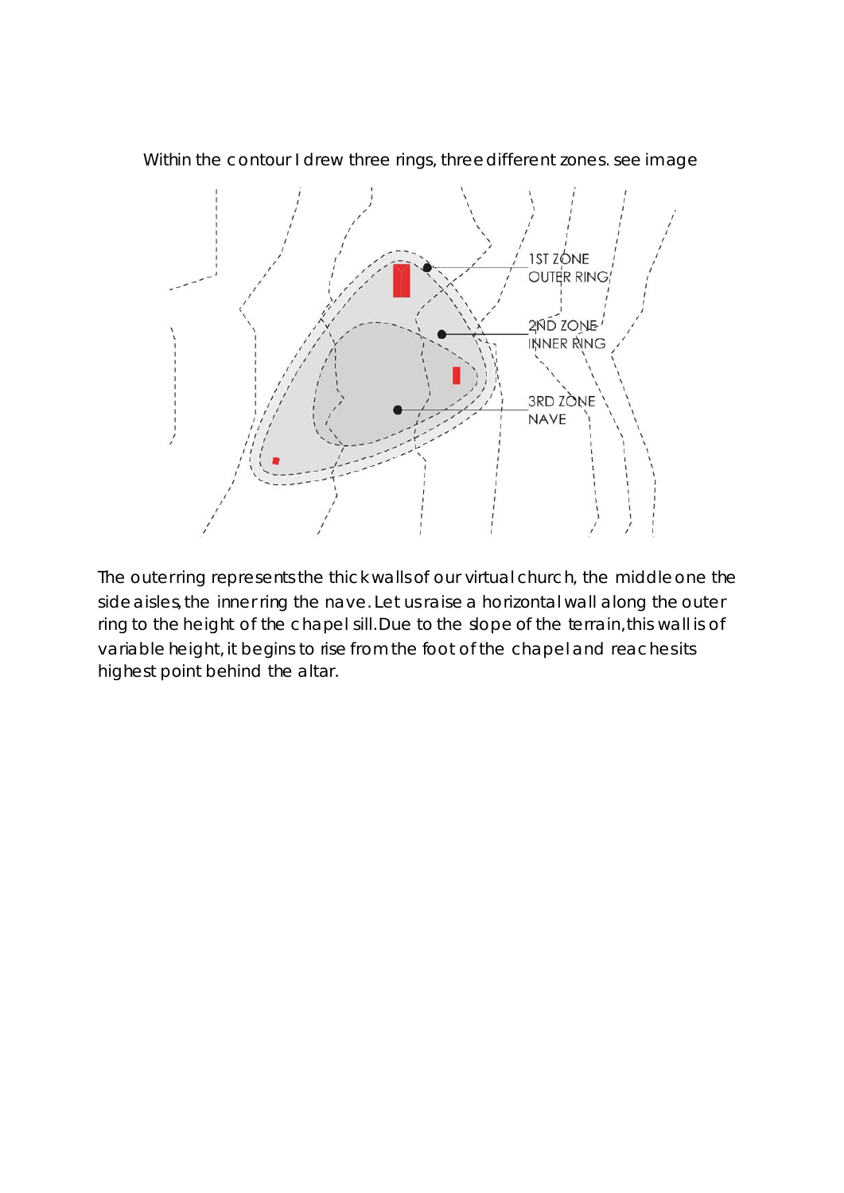Within the contour I drew three rings, three different zones. see image

1ST ZONE
OUTER RING

2ND ZONE
INNER RING

3RD ZONE
NAVE

The outer ring represents the thick walls of our virtual church, the middle one the side aisles, the inner ring the nave. Let us raise a horizontal wall along the outer ring to the height of the chapel sill. Due to the slope of the terrain, this wall is of variable height, it begins to rise from the foot of the chapel and reaches its highest point behind the altar.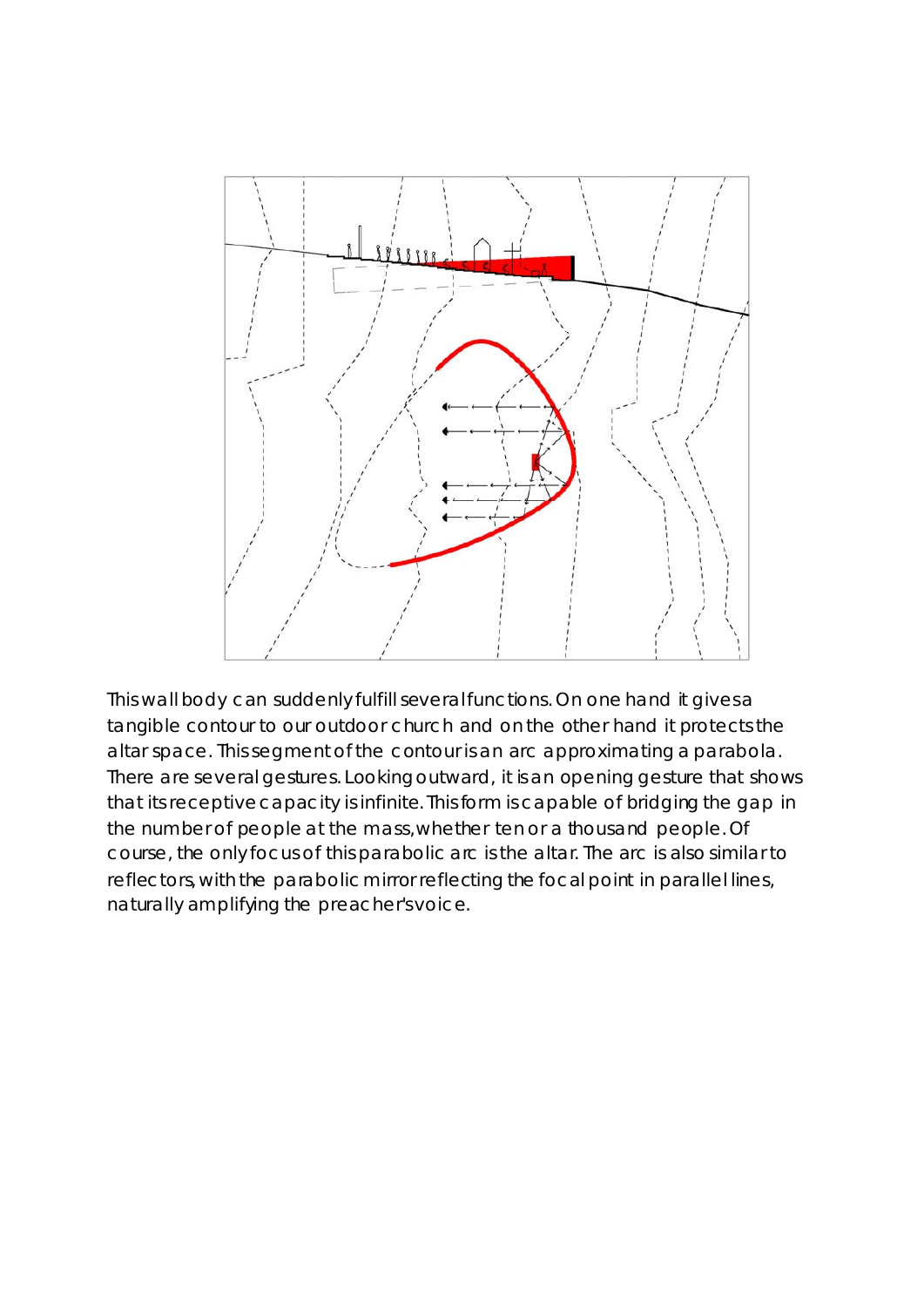This wall body can suddenly fulfill several functions. On one hand it gives a tangible contour to our outdoor church and on the other hand it protects the altar space. This segment of the contour is an arc approximating a parabola. There are several gestures. Looking outward, it is an opening gesture that shows that its receptive capacity is infinite. This form is capable of bridging the gap in the number of people at the mass, whether ten or a thousand people. Of course, the only focus of this parabolic arc is the altar. The arc is also similar to reflectors, with the parabolic mirror reflecting the focal point in parallel lines, naturally amplifying the preacher's voice.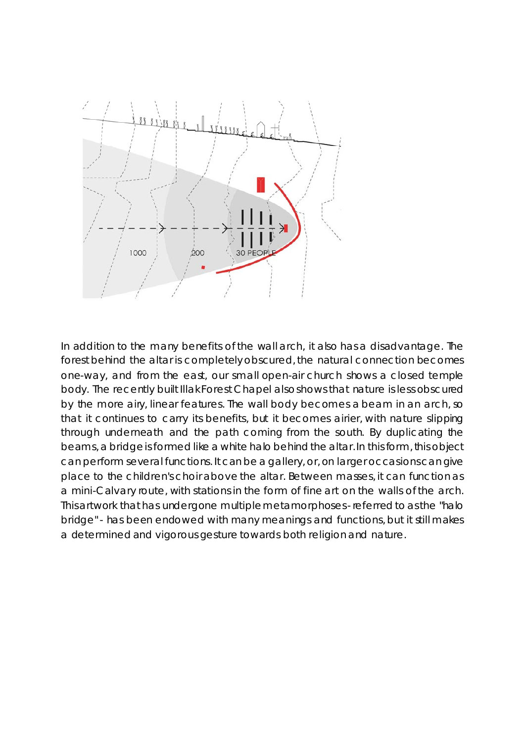1000

200

30 PEOPLE

In addition to the many benefits of the wall arch, it also has a disadvantage. The forest behind the altar is completely obscured, the natural connection becomes one-way, and from the east, our small open-air church shows a closed temple body. The recently built Illak Forest Chapel also shows that nature is less obscured by the more airy, linear features. The wall body becomes a beam in an arch, so that it continues to carry its benefits, but it becomes airier, with nature slipping through underneath and the path coming from the south. By duplicating the beams, a bridge is formed like a white halo behind the altar. In this form, this object can perform several functions. It can be a gallery, or, on larger occasions can give place to the children's choir above the altar. Between masses, it can function as a mini-Calvary route, with stations in the form of fine art on the walls of the arch. This artwork that has undergone multiple metamorphoses - referred to as the "halo bridge" - has been endowed with many meanings and functions, but it still makes a determined and vigorous gesture towards both religion and nature.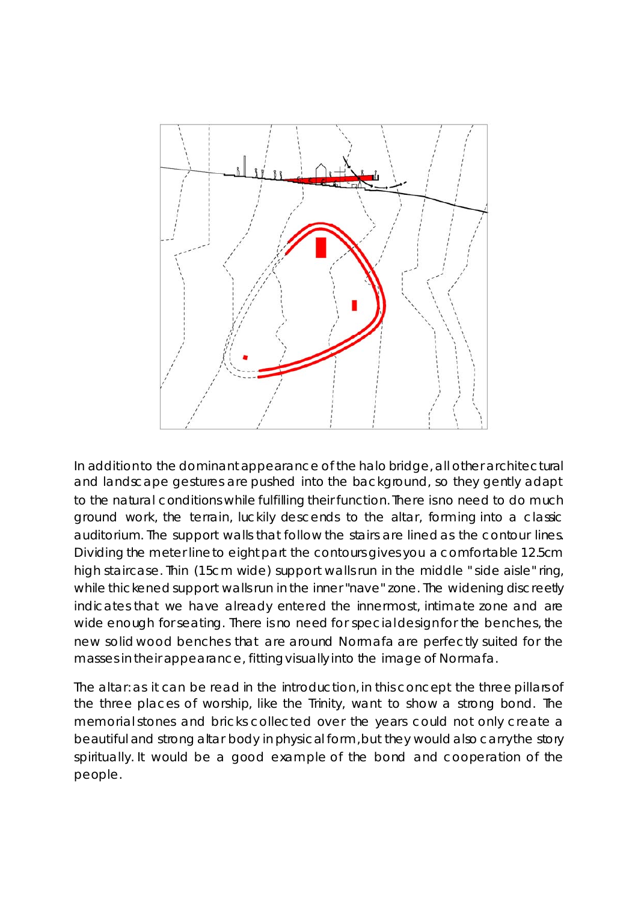In addition to the dominant appearance of the halo bridge, all other architectural and landscape gestures are pushed into the background, so they gently adapt to the natural conditions while fulfilling their function. There is no need to do much ground work, the terrain, luckily descends to the altar, forming into a classic auditorium. The support walls that follow the stairs are lined as the contour lines. Dividing the meter line to eight part the contours gives you a comfortable 12.5cm high staircase. Thin (15cm wide) support walls run in the middle "side aisle" ring, while thickened support walls run in the inner "nave" zone. The widening discreetly indicates that we have already entered the innermost, intimate zone and are wide enough for seating. There is no need for special design for the benches, the new solid wood benches that are around Normafa are perfectly suited for the masses in their appearance, fitting visually into the image of Normafa.

The altar: as it can be read in the introduction, in this concept the three pillars of the three places of worship, like the Trinity, want to show a strong bond. The memorial stones and bricks collected over the years could not only create a beautiful and strong altar body in physical form, but they would also carry the story spiritually. It would be a good example of the bond and cooperation of the people.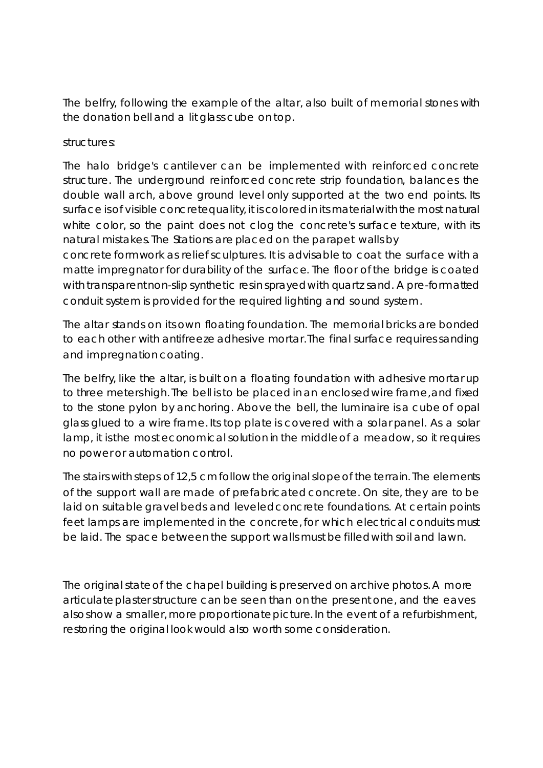The belfry, following the example of the altar, also built of memorial stones with the donation bell and a lit glass cube on top.

structures:

The halo bridge's cantilever can be implemented with reinforced concrete structure. The underground reinforced concrete strip foundation, balances the double wall arch, above ground level only supported at the two end points. Its surface is of visible concrete quality, it is colored in its material with the most natural white color, so the paint does not clog the concrete's surface texture, with its natural mistakes. The Stations are placed on the parapet walls by concrete formwork as relief sculptures. It is advisable to coat the surface with a matte impregnator for durability of the surface. The floor of the bridge is coated with transparent non-slip synthetic resin sprayed with quartz sand. A pre-formatted conduit system is provided for the required lighting and sound system.

The altar stands on its own floating foundation. The memorial bricks are bonded to each other with antifreeze adhesive mortar. The final surface requires sanding and impregnation coating.

The belfry, like the altar, is built on a floating foundation with adhesive mortar up to three meters high. The bell is to be placed in an enclosed wire frame, and fixed to the stone pylon by anchoring. Above the bell, the luminaire is a cube of opal glass glued to a wire frame. Its top plate is covered with a solar panel. As a solar lamp, it is the most economical solution in the middle of a meadow, so it requires no power or automation control.

The stairs with steps of 12,5 cm follow the original slope of the terrain. The elements of the support wall are made of prefabricated concrete. On site, they are to be laid on suitable gravel beds and leveled concrete foundations. At certain points feet lamps are implemented in the concrete, for which electrical conduits must be laid. The space between the support walls must be filled with soil and lawn.

The original state of the chapel building is preserved on archive photos. A more articulate plaster structure can be seen than on the present one, and the eaves also show a smaller, more proportionate picture. In the event of a refurbishment, restoring the original look would also worth some consideration.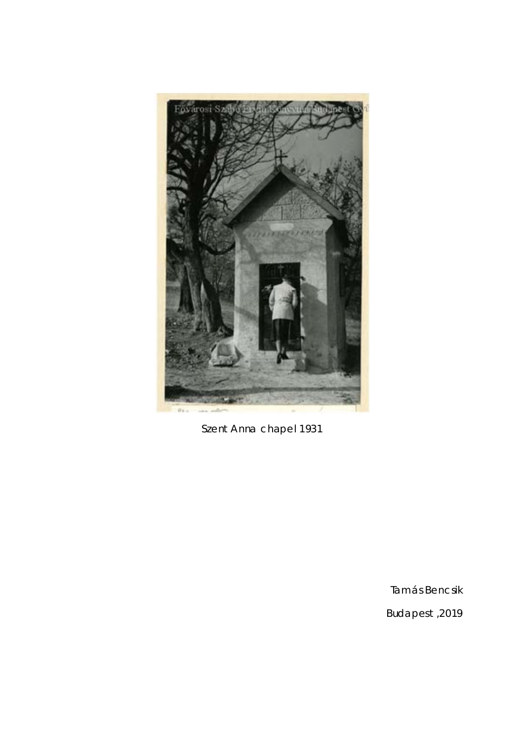Szent Anna chapel 1931

Tamás Bencsik

Budapest ,2019